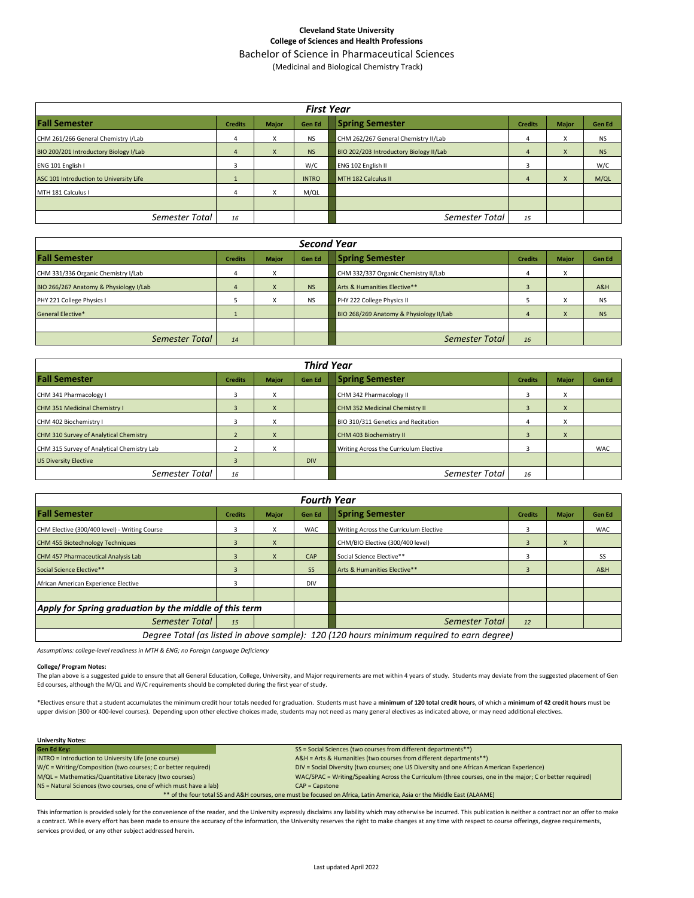**Cleveland State University**
**College of Sciences and Health Professions**

# Bachelor of Science in Pharmaceutical Sciences

(Medicinal and Biological Chemistry Track)

## *First Year*

| Fall Semester | Credits | Major | Gen Ed | Spring Semester | Credits | Major | Gen Ed |
|---|---|---|---|---|---|---|---|
| CHM 261/266 General Chemistry I/Lab | 4 | X | NS | CHM 262/267 General Chemistry II/Lab | 4 | X | NS |
| BIO 200/201 Introductory Biology I/Lab | 4 | X | NS | BIO 202/203 Introductory Biology II/Lab | 4 | X | NS |
| ENG 101 English I | 3 | | W/C | ENG 102 English II | 3 | | W/C |
| ASC 101 Introduction to University Life | 1 | | INTRO | MTH 182 Calculus II | 4 | X | M/QL |
| MTH 181 Calculus I | 4 | X | M/QL | | | | |
| | | | | | | | |
| *Semester Total* | *16* | | | *Semester Total* | *15* | | |

## *Second Year*

| Fall Semester | Credits | Major | Gen Ed | Spring Semester | Credits | Major | Gen Ed |
|---|---|---|---|---|---|---|---|
| CHM 331/336 Organic Chemistry I/Lab | 4 | X | | CHM 332/337 Organic Chemistry II/Lab | 4 | X | |
| BIO 266/267 Anatomy & Physiology I/Lab | 4 | X | NS | Arts & Humanities Elective** | 3 | | A&H |
| PHY 221 College Physics I | 5 | X | NS | PHY 222 College Physics II | 5 | X | NS |
| General Elective* | 1 | | | BIO 268/269 Anatomy & Physiology II/Lab | 4 | X | NS |
| | | | | | | | |
| *Semester Total* | *14* | | | *Semester Total* | *16* | | |

## *Third Year*

| Fall Semester | Credits | Major | Gen Ed | Spring Semester | Credits | Major | Gen Ed |
|---|---|---|---|---|---|---|---|
| CHM 341 Pharmacology I | 3 | X | | CHM 342 Pharmacology II | 3 | X | |
| CHM 351 Medicinal Chemistry I | 3 | X | | CHM 352 Medicinal Chemistry II | 3 | X | |
| CHM 402 Biochemistry I | 3 | X | | BIO 310/311 Genetics and Recitation | 4 | X | |
| CHM 310 Survey of Analytical Chemistry | 2 | X | | CHM 403 Biochemistry II | 3 | X | |
| CHM 315 Survey of Analytical Chemistry Lab | 2 | X | | Writing Across the Curriculum Elective | 3 | | WAC |
| US Diversity Elective | 3 | | DIV | | | | |
| *Semester Total* | *16* | | | *Semester Total* | *16* | | |

## *Fourth Year*

| Fall Semester | Credits | Major | Gen Ed | Spring Semester | Credits | Major | Gen Ed |
|---|---|---|---|---|---|---|---|
| CHM Elective (300/400 level) - Writing Course | 3 | X | WAC | Writing Across the Curriculum Elective | 3 | | WAC |
| CHM 455 Biotechnology Techniques | 3 | X | | CHM/BIO Elective (300/400 level) | 3 | X | |
| CHM 457 Pharmaceutical Analysis Lab | 3 | X | CAP | Social Science Elective** | 3 | | SS |
| Social Science Elective** | 3 | | SS | Arts & Humanities Elective** | 3 | | A&H |
| African American Experience Elective | 3 | | DIV | | | | |
| | | | | | | | |
| *Apply for Spring graduation by the middle of this term* | | | | | | | |
| *Semester Total* | *15* | | | *Semester Total* | *12* | | |

*Degree Total (as listed in above sample): 120 (120 hours minimum required to earn degree)*

*Assumptions: college-level readiness in MTH & ENG; no Foreign Language Deficiency*

**College/ Program Notes:**

The plan above is a suggested guide to ensure that all General Education, College, University, and Major requirements are met within 4 years of study. Students may deviate from the suggested placement of Gen Ed courses, although the M/QL and W/C requirements should be completed during the first year of study.

*Electives ensure that a student accumulates the minimum credit hour totals needed for graduation. Students must have a **minimum of 120 total credit hours**, of which a **minimum of 42 credit hours** must be upper division (300 or 400-level courses). Depending upon other elective choices made, students may not need as many general electives as indicated above, or may need additional electives.

**University Notes:**

| Gen Ed Key: | |
|---|---|
| INTRO = Introduction to University Life (one course) | SS = Social Sciences (two courses from different departments**) |
| W/C = Writing/Composition (two courses; C or better required) | A&H = Arts & Humanities (two courses from different departments**) |
| M/QL = Mathematics/Quantitative Literacy (two courses) | DIV = Social Diversity (two courses; one US Diversity and one African American Experience) |
| NS = Natural Sciences (two courses, one of which must have a lab) | WAC/SPAC = Writing/Speaking Across the Curriculum (three courses, one in the major; C or better required) |
| | CAP = Capstone |

** of the four total SS and A&H courses, one must be focused on Africa, Latin America, Asia or the Middle East (ALAAME)

This information is provided solely for the convenience of the reader, and the University expressly disclaims any liability which may otherwise be incurred. This publication is neither a contract nor an offer to make a contract. While every effort has been made to ensure the accuracy of the information, the University reserves the right to make changes at any time with respect to course offerings, degree requirements, services provided, or any other subject addressed herein.

Last updated April 2022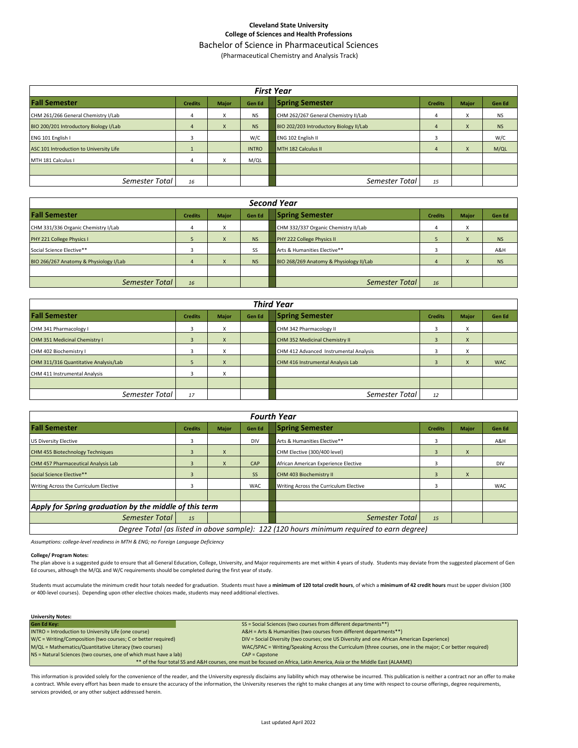**Cleveland State University**
**College of Sciences and Health Professions**

# Bachelor of Science in Pharmaceutical Sciences

(Pharmaceutical Chemistry and Analysis Track)

## First Year

| Fall Semester | Credits | Major | Gen Ed | Spring Semester | Credits | Major | Gen Ed |
|---|---|---|---|---|---|---|---|
| CHM 261/266 General Chemistry I/Lab | 4 | X | NS | CHM 262/267 General Chemistry II/Lab | 4 | X | NS |
| BIO 200/201 Introductory Biology I/Lab | 4 | X | NS | BIO 202/203 Introductory Biology II/Lab | 4 | X | NS |
| ENG 101 English I | 3 | | W/C | ENG 102 English II | 3 | | W/C |
| ASC 101 Introduction to University Life | 1 | | INTRO | MTH 182 Calculus II | 4 | X | M/QL |
| MTH 181 Calculus I | 4 | X | M/QL | | | | |
| | | | | | | | |
| *Semester Total* | *16* | | | *Semester Total* | *15* | | |

## Second Year

| Fall Semester | Credits | Major | Gen Ed | Spring Semester | Credits | Major | Gen Ed |
|---|---|---|---|---|---|---|---|
| CHM 331/336 Organic Chemistry I/Lab | 4 | X | | CHM 332/337 Organic Chemistry II/Lab | 4 | X | |
| PHY 221 College Physics I | 5 | X | NS | PHY 222 College Physics II | 5 | X | NS |
| Social Science Elective** | 3 | | SS | Arts & Humanities Elective** | 3 | | A&H |
| BIO 266/267 Anatomy & Physiology I/Lab | 4 | X | NS | BIO 268/269 Anatomy & Physiology II/Lab | 4 | X | NS |
| | | | | | | | |
| *Semester Total* | *16* | | | *Semester Total* | *16* | | |

## Third Year

| Fall Semester | Credits | Major | Gen Ed | Spring Semester | Credits | Major | Gen Ed |
|---|---|---|---|---|---|---|---|
| CHM 341 Pharmacology I | 3 | X | | CHM 342 Pharmacology II | 3 | X | |
| CHM 351 Medicinal Chemistry I | 3 | X | | CHM 352 Medicinal Chemistry II | 3 | X | |
| CHM 402 Biochemistry I | 3 | X | | CHM 412 Advanced Instrumental Analysis | 3 | X | |
| CHM 311/316 Quantitative Analysis/Lab | 5 | X | | CHM 416 Instrumental Analysis Lab | 3 | X | WAC |
| CHM 411 Instrumental Analysis | 3 | X | | | | | |
| | | | | | | | |
| *Semester Total* | *17* | | | *Semester Total* | *12* | | |

## Fourth Year

| Fall Semester | Credits | Major | Gen Ed | Spring Semester | Credits | Major | Gen Ed |
|---|---|---|---|---|---|---|---|
| US Diversity Elective | 3 | | DIV | Arts & Humanities Elective** | 3 | | A&H |
| CHM 455 Biotechnology Techniques | 3 | X | | CHM Elective (300/400 level) | 3 | X | |
| CHM 457 Pharmaceutical Analysis Lab | 3 | X | CAP | African American Experience Elective | 3 | | DIV |
| Social Science Elective** | 3 | | SS | CHM 403 Biochemistry II | 3 | X | |
| Writing Across the Curriculum Elective | 3 | | WAC | Writing Across the Curriculum Elective | 3 | | WAC |
| | | | | | | | |
| *Apply for Spring graduation by the middle of this term* | | | | | | | |
| *Semester Total* | *15* | | | *Semester Total* | *15* | | |

*Degree Total (as listed in above sample): 122 (120 hours minimum required to earn degree)*

*Assumptions: college-level readiness in MTH & ENG; no Foreign Language Deficiency*

**College/ Program Notes:**

The plan above is a suggested guide to ensure that all General Education, College, University, and Major requirements are met within 4 years of study. Students may deviate from the suggested placement of Gen Ed courses, although the M/QL and W/C requirements should be completed during the first year of study.

Students must accumulate the minimum credit hour totals needed for graduation. Students must have a **minimum of 120 total credit hours**, of which a **minimum of 42 credit hours** must be upper division (300 or 400-level courses). Depending upon other elective choices made, students may need additional electives.

**University Notes:**

| Gen Ed Key: | |
|---|---|
| INTRO = Introduction to University Life (one course) | SS = Social Sciences (two courses from different departments**) |
| W/C = Writing/Composition (two courses; C or better required) | A&H = Arts & Humanities (two courses from different departments**) |
| M/QL = Mathematics/Quantitative Literacy (two courses) | DIV = Social Diversity (two courses; one US Diversity and one African American Experience) |
| NS = Natural Sciences (two courses, one of which must have a lab) | WAC/SPAC = Writing/Speaking Across the Curriculum (three courses, one in the major; C or better required) |
| | CAP = Capstone |

** of the four total SS and A&H courses, one must be focused on Africa, Latin America, Asia or the Middle East (ALAAME)

This information is provided solely for the convenience of the reader, and the University expressly disclaims any liability which may otherwise be incurred. This publication is neither a contract nor an offer to make a contract. While every effort has been made to ensure the accuracy of the information, the University reserves the right to make changes at any time with respect to course offerings, degree requirements, services provided, or any other subject addressed herein.

Last updated April 2022